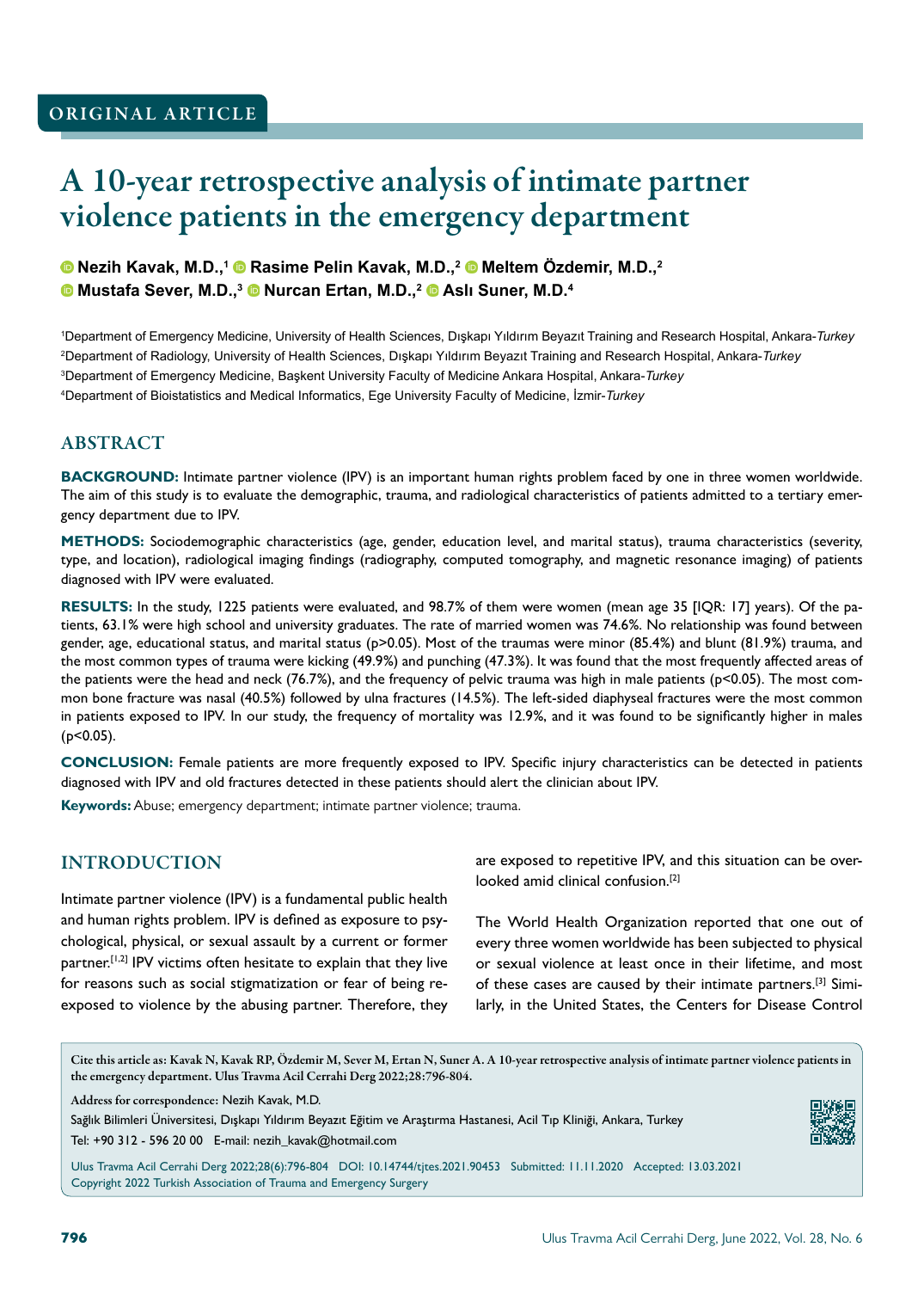ORIGINAL ARTICLE

# A 10-year retrospective analysis of intimate partner violence patients in the emergency department

**Nezih Kavak, M.D.,[1] Rasime Pelin Kavak, M.D.,[2] Meltem Özdemir, M.D.,[2] Mustafa Sever, M.D.,[3] Nurcan Ertan, M.D.,[2] Aslı Suner, M.D.[4]**

[1]Department of Emergency Medicine, University of Health Sciences, Dışkapı Yıldırım Beyazıt Training and Research Hospital, Ankara-*Turkey*
[2]Department of Radiology, University of Health Sciences, Dışkapı Yıldırım Beyazıt Training and Research Hospital, Ankara-*Turkey*
[3]Department of Emergency Medicine, Başkent University Faculty of Medicine Ankara Hospital, Ankara-*Turkey*
[4]Department of Bioistatistics and Medical Informatics, Ege University Faculty of Medicine, İzmir-*Turkey*

## ABSTRACT

**BACKGROUND:** Intimate partner violence (IPV) is an important human rights problem faced by one in three women worldwide. The aim of this study is to evaluate the demographic, trauma, and radiological characteristics of patients admitted to a tertiary emergency department due to IPV.

**METHODS:** Sociodemographic characteristics (age, gender, education level, and marital status), trauma characteristics (severity, type, and location), radiological imaging findings (radiography, computed tomography, and magnetic resonance imaging) of patients diagnosed with IPV were evaluated.

**RESULTS:** In the study, 1225 patients were evaluated, and 98.7% of them were women (mean age 35 [IQR: 17] years). Of the patients, 63.1% were high school and university graduates. The rate of married women was 74.6%. No relationship was found between gender, age, educational status, and marital status ($p>0.05$). Most of the traumas were minor (85.4%) and blunt (81.9%) trauma, and the most common types of trauma were kicking (49.9%) and punching (47.3%). It was found that the most frequently affected areas of the patients were the head and neck (76.7%), and the frequency of pelvic trauma was high in male patients ($p<0.05$). The most common bone fracture was nasal (40.5%) followed by ulna fractures (14.5%). The left-sided diaphyseal fractures were the most common in patients exposed to IPV. In our study, the frequency of mortality was 12.9%, and it was found to be significantly higher in males ($p<0.05$).

**CONCLUSION:** Female patients are more frequently exposed to IPV. Specific injury characteristics can be detected in patients diagnosed with IPV and old fractures detected in these patients should alert the clinician about IPV.

**Keywords:** Abuse; emergency department; intimate partner violence; trauma.

## INTRODUCTION

Intimate partner violence (IPV) is a fundamental public health and human rights problem. IPV is defined as exposure to psychological, physical, or sexual assault by a current or former partner.[1,2] IPV victims often hesitate to explain that they live for reasons such as social stigmatization or fear of being re-exposed to violence by the abusing partner. Therefore, they are exposed to repetitive IPV, and this situation can be overlooked amid clinical confusion.[2]

The World Health Organization reported that one out of every three women worldwide has been subjected to physical or sexual violence at least once in their lifetime, and most of these cases are caused by their intimate partners.[3] Similarly, in the United States, the Centers for Disease Control

Cite this article as: Kavak N, Kavak RP, Özdemir M, Sever M, Ertan N, Suner A. A 10-year retrospective analysis of intimate partner violence patients in the emergency department. Ulus Travma Acil Cerrahi Derg 2022;28:796-804.

Address for correspondence: Nezih Kavak, M.D.
Sağlık Bilimleri Üniversitesi, Dışkapı Yıldırım Beyazıt Eğitim ve Araştırma Hastanesi, Acil Tıp Kliniği, Ankara, Turkey
Tel: +90 312 - 596 20 00 E-mail: nezih_kavak@hotmail.com

Ulus Travma Acil Cerrahi Derg 2022;28(6):796-804 DOI: 10.14744/tjtes.2021.90453 Submitted: 11.11.2020 Accepted: 13.03.2021
Copyright 2022 Turkish Association of Trauma and Emergency Surgery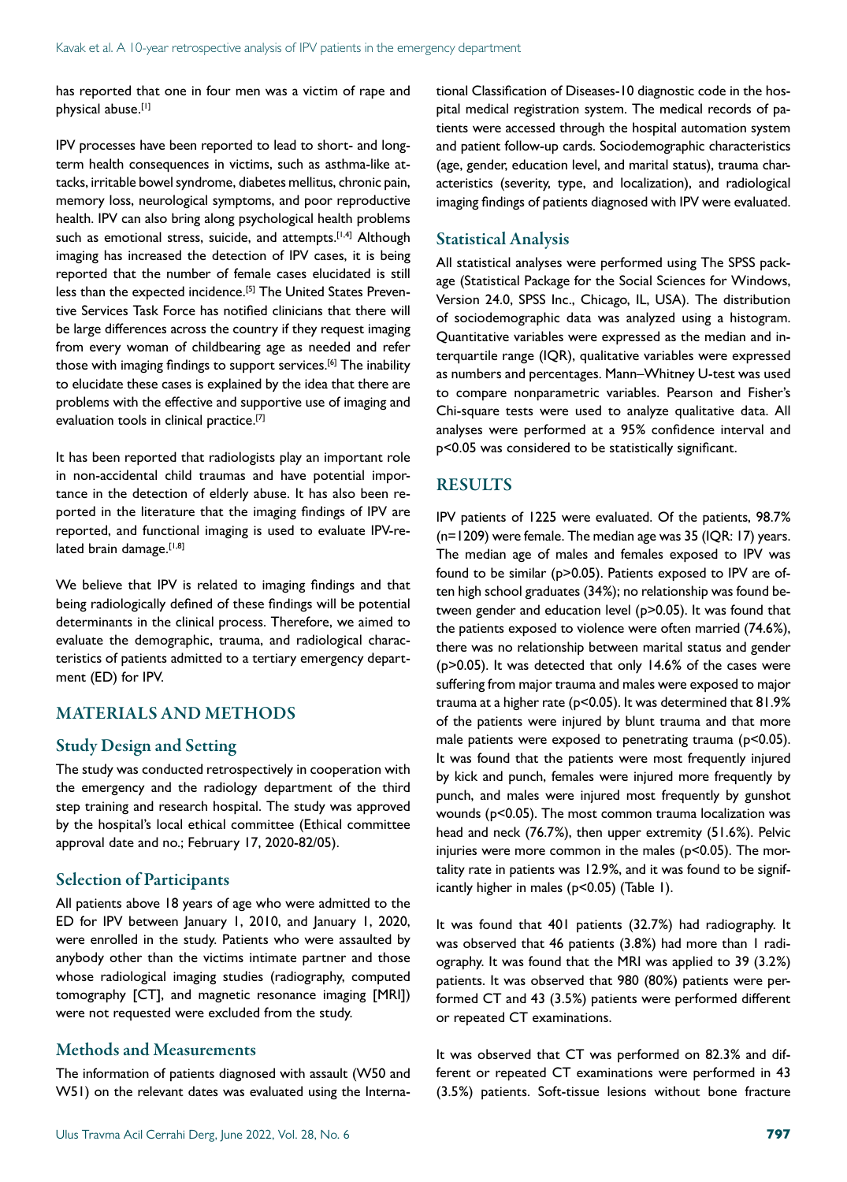has reported that one in four men was a victim of rape and physical abuse.[1]

IPV processes have been reported to lead to short- and long-term health consequences in victims, such as asthma-like attacks, irritable bowel syndrome, diabetes mellitus, chronic pain, memory loss, neurological symptoms, and poor reproductive health. IPV can also bring along psychological health problems such as emotional stress, suicide, and attempts.[1,4] Although imaging has increased the detection of IPV cases, it is being reported that the number of female cases elucidated is still less than the expected incidence.[5] The United States Preventive Services Task Force has notified clinicians that there will be large differences across the country if they request imaging from every woman of childbearing age as needed and refer those with imaging findings to support services.[6] The inability to elucidate these cases is explained by the idea that there are problems with the effective and supportive use of imaging and evaluation tools in clinical practice.[7]

It has been reported that radiologists play an important role in non-accidental child traumas and have potential importance in the detection of elderly abuse. It has also been reported in the literature that the imaging findings of IPV are reported, and functional imaging is used to evaluate IPV-related brain damage.[1,8]

We believe that IPV is related to imaging findings and that being radiologically defined of these findings will be potential determinants in the clinical process. Therefore, we aimed to evaluate the demographic, trauma, and radiological characteristics of patients admitted to a tertiary emergency department (ED) for IPV.

# MATERIALS AND METHODS

## Study Design and Setting

The study was conducted retrospectively in cooperation with the emergency and the radiology department of the third step training and research hospital. The study was approved by the hospital's local ethical committee (Ethical committee approval date and no.; February 17, 2020-82/05).

## Selection of Participants

All patients above 18 years of age who were admitted to the ED for IPV between January 1, 2010, and January 1, 2020, were enrolled in the study. Patients who were assaulted by anybody other than the victims intimate partner and those whose radiological imaging studies (radiography, computed tomography [CT], and magnetic resonance imaging [MRI]) were not requested were excluded from the study.

## Methods and Measurements

The information of patients diagnosed with assault (W50 and W51) on the relevant dates was evaluated using the International Classification of Diseases-10 diagnostic code in the hospital medical registration system. The medical records of patients were accessed through the hospital automation system and patient follow-up cards. Sociodemographic characteristics (age, gender, education level, and marital status), trauma characteristics (severity, type, and localization), and radiological imaging findings of patients diagnosed with IPV were evaluated.

## Statistical Analysis

All statistical analyses were performed using The SPSS package (Statistical Package for the Social Sciences for Windows, Version 24.0, SPSS Inc., Chicago, IL, USA). The distribution of sociodemographic data was analyzed using a histogram. Quantitative variables were expressed as the median and interquartile range (IQR), qualitative variables were expressed as numbers and percentages. Mann–Whitney U-test was used to compare nonparametric variables. Pearson and Fisher's Chi-square tests were used to analyze qualitative data. All analyses were performed at a 95% confidence interval and $p<0.05$ was considered to be statistically significant.

# RESULTS

IPV patients of 1225 were evaluated. Of the patients, 98.7% (n=1209) were female. The median age was 35 (IQR: 17) years. The median age of males and females exposed to IPV was found to be similar ($p>0.05$). Patients exposed to IPV are often high school graduates (34%); no relationship was found between gender and education level ($p>0.05$). It was found that the patients exposed to violence were often married (74.6%), there was no relationship between marital status and gender ($p>0.05$). It was detected that only 14.6% of the cases were suffering from major trauma and males were exposed to major trauma at a higher rate ($p<0.05$). It was determined that 81.9% of the patients were injured by blunt trauma and that more male patients were exposed to penetrating trauma ($p<0.05$). It was found that the patients were most frequently injured by kick and punch, females were injured more frequently by punch, and males were injured most frequently by gunshot wounds ($p<0.05$). The most common trauma localization was head and neck (76.7%), then upper extremity (51.6%). Pelvic injuries were more common in the males ($p<0.05$). The mortality rate in patients was 12.9%, and it was found to be significantly higher in males ($p<0.05$) (Table 1).

It was found that 401 patients (32.7%) had radiography. It was observed that 46 patients (3.8%) had more than 1 radiography. It was found that the MRI was applied to 39 (3.2%) patients. It was observed that 980 (80%) patients were performed CT and 43 (3.5%) patients were performed different or repeated CT examinations.

It was observed that CT was performed on 82.3% and different or repeated CT examinations were performed in 43 (3.5%) patients. Soft-tissue lesions without bone fracture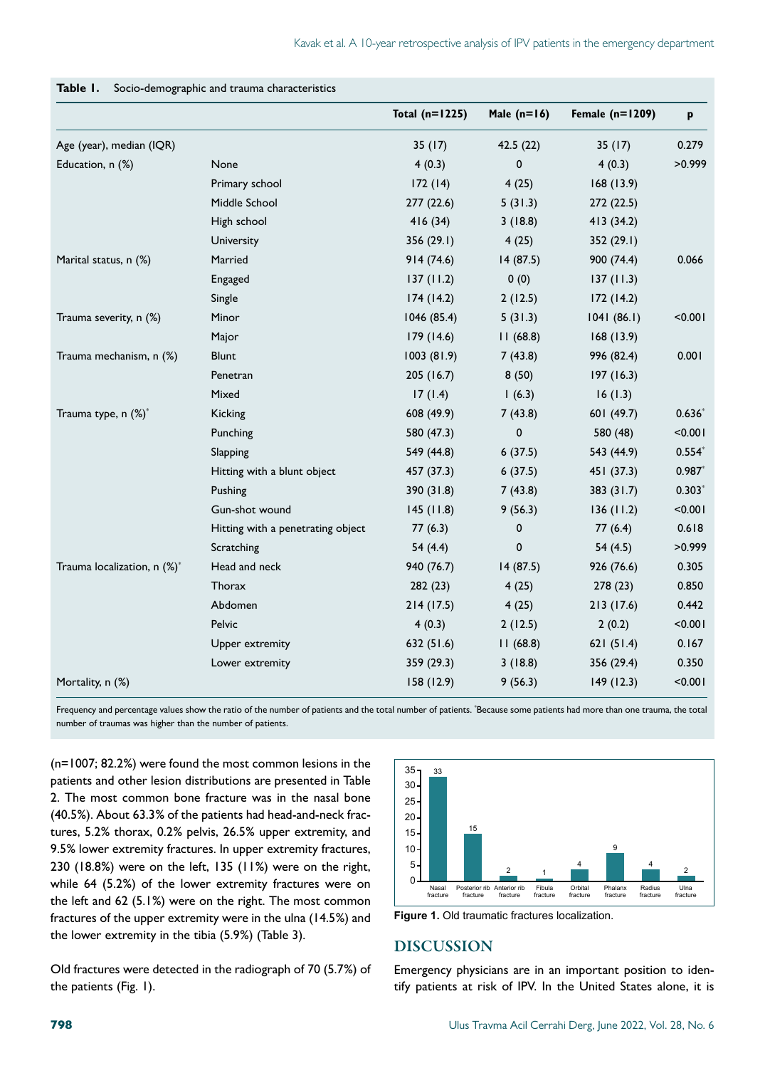**Table 1.** Socio-demographic and trauma characteristics

| | | Total (n=1225) | Male (n=16) | Female (n=1209) | p |
|---|---|---|---|---|---|
| Age (year), median (IQR) | | 35 (17) | 42.5 (22) | 35 (17) | 0.279 |
| Education, n (%) | None | 4 (0.3) | 0 | 4 (0.3) | >0.999 |
| | Primary school | 172 (14) | 4 (25) | 168 (13.9) | |
| | Middle School | 277 (22.6) | 5 (31.3) | 272 (22.5) | |
| | High school | 416 (34) | 3 (18.8) | 413 (34.2) | |
| | University | 356 (29.1) | 4 (25) | 352 (29.1) | |
| Marital status, n (%) | Married | 914 (74.6) | 14 (87.5) | 900 (74.4) | 0.066 |
| | Engaged | 137 (11.2) | 0 (0) | 137 (11.3) | |
| | Single | 174 (14.2) | 2 (12.5) | 172 (14.2) | |
| Trauma severity, n (%) | Minor | 1046 (85.4) | 5 (31.3) | 1041 (86.1) | <0.001 |
| | Major | 179 (14.6) | 11 (68.8) | 168 (13.9) | |
| Trauma mechanism, n (%) | Blunt | 1003 (81.9) | 7 (43.8) | 996 (82.4) | 0.001 |
| | Penetran | 205 (16.7) | 8 (50) | 197 (16.3) | |
| | Mixed | 17 (1.4) | 1 (6.3) | 16 (1.3) | |
| Trauma type, n (%)* | Kicking | 608 (49.9) | 7 (43.8) | 601 (49.7) | 0.636* |
| | Punching | 580 (47.3) | 0 | 580 (48) | <0.001 |
| | Slapping | 549 (44.8) | 6 (37.5) | 543 (44.9) | 0.554* |
| | Hitting with a blunt object | 457 (37.3) | 6 (37.5) | 451 (37.3) | 0.987* |
| | Pushing | 390 (31.8) | 7 (43.8) | 383 (31.7) | 0.303* |
| | Gun-shot wound | 145 (11.8) | 9 (56.3) | 136 (11.2) | <0.001 |
| | Hitting with a penetrating object | 77 (6.3) | 0 | 77 (6.4) | 0.618 |
| | Scratching | 54 (4.4) | 0 | 54 (4.5) | >0.999 |
| Trauma localization, n (%)* | Head and neck | 940 (76.7) | 14 (87.5) | 926 (76.6) | 0.305 |
| | Thorax | 282 (23) | 4 (25) | 278 (23) | 0.850 |
| | Abdomen | 214 (17.5) | 4 (25) | 213 (17.6) | 0.442 |
| | Pelvic | 4 (0.3) | 2 (12.5) | 2 (0.2) | <0.001 |
| | Upper extremity | 632 (51.6) | 11 (68.8) | 621 (51.4) | 0.167 |
| | Lower extremity | 359 (29.3) | 3 (18.8) | 356 (29.4) | 0.350 |
| Mortality, n (%) | | 158 (12.9) | 9 (56.3) | 149 (12.3) | <0.001 |

Frequency and percentage values show the ratio of the number of patients and the total number of patients. *Because some patients had more than one trauma, the total number of traumas was higher than the number of patients.

(n=1007; 82.2%) were found the most common lesions in the patients and other lesion distributions are presented in Table 2. The most common bone fracture was in the nasal bone (40.5%). About 63.3% of the patients had head-and-neck fractures, 5.2% thorax, 0.2% pelvis, 26.5% upper extremity, and 9.5% lower extremity fractures. In upper extremity fractures, 230 (18.8%) were on the left, 135 (11%) were on the right, while 64 (5.2%) of the lower extremity fractures were on the left and 62 (5.1%) were on the right. The most common fractures of the upper extremity were in the ulna (14.5%) and the lower extremity in the tibia (5.9%) (Table 3).

Old fractures were detected in the radiograph of 70 (5.7%) of the patients (Fig. 1).

**Figure 1.** Old traumatic fractures localization.

## DISCUSSION

Emergency physicians are in an important position to identify patients at risk of IPV. In the United States alone, it is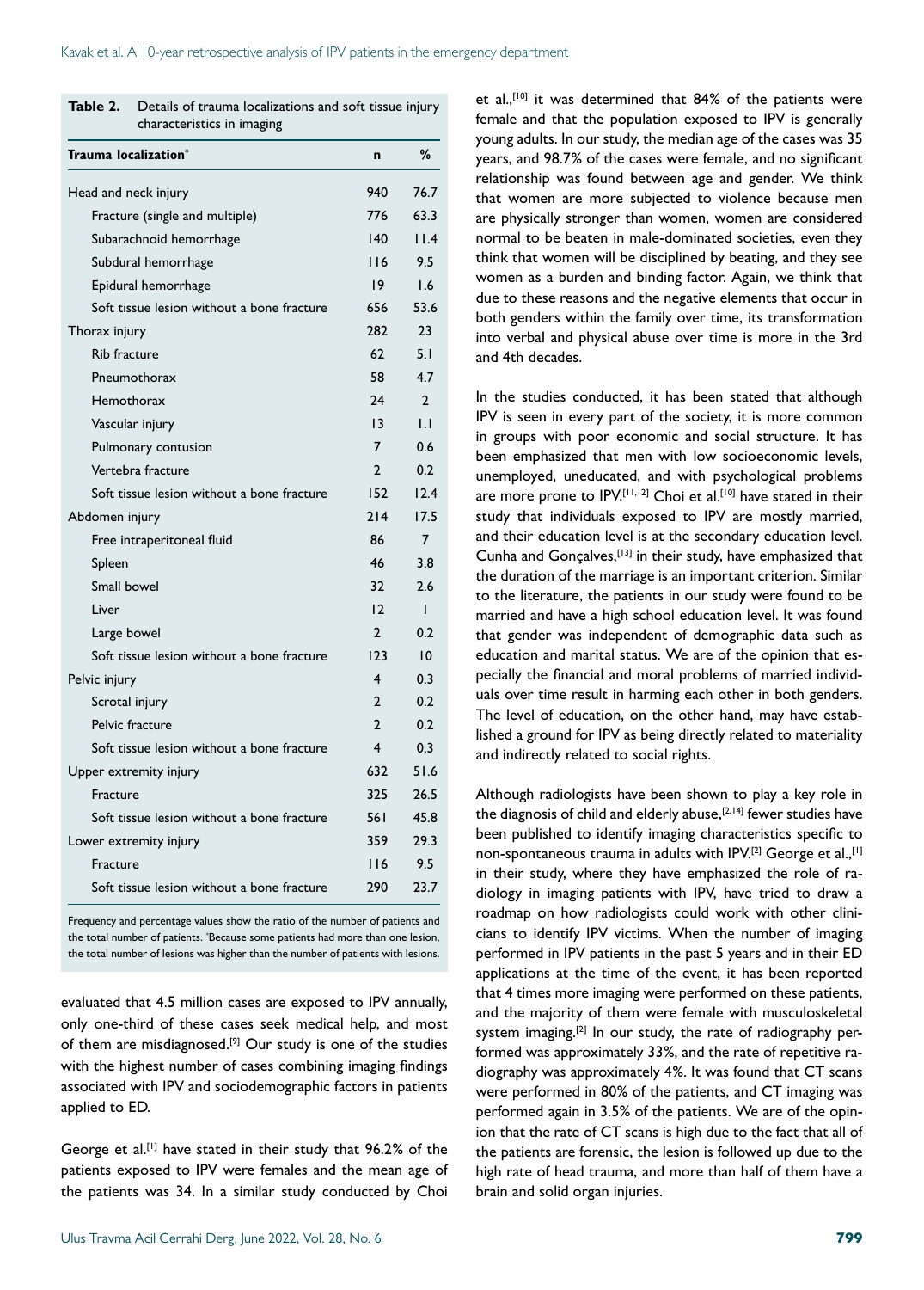**Table 2.** Details of trauma localizations and soft tissue injury characteristics in imaging

| Trauma localization* | n | % |
|---|---|---|
| Head and neck injury | 940 | 76.7 |
| Fracture (single and multiple) | 776 | 63.3 |
| Subarachnoid hemorrhage | 140 | 11.4 |
| Subdural hemorrhage | 116 | 9.5 |
| Epidural hemorrhage | 19 | 1.6 |
| Soft tissue lesion without a bone fracture | 656 | 53.6 |
| Thorax injury | 282 | 23 |
| Rib fracture | 62 | 5.1 |
| Pneumothorax | 58 | 4.7 |
| Hemothorax | 24 | 2 |
| Vascular injury | 13 | 1.1 |
| Pulmonary contusion | 7 | 0.6 |
| Vertebra fracture | 2 | 0.2 |
| Soft tissue lesion without a bone fracture | 152 | 12.4 |
| Abdomen injury | 214 | 17.5 |
| Free intraperitoneal fluid | 86 | 7 |
| Spleen | 46 | 3.8 |
| Small bowel | 32 | 2.6 |
| Liver | 12 | 1 |
| Large bowel | 2 | 0.2 |
| Soft tissue lesion without a bone fracture | 123 | 10 |
| Pelvic injury | 4 | 0.3 |
| Scrotal injury | 2 | 0.2 |
| Pelvic fracture | 2 | 0.2 |
| Soft tissue lesion without a bone fracture | 4 | 0.3 |
| Upper extremity injury | 632 | 51.6 |
| Fracture | 325 | 26.5 |
| Soft tissue lesion without a bone fracture | 561 | 45.8 |
| Lower extremity injury | 359 | 29.3 |
| Fracture | 116 | 9.5 |
| Soft tissue lesion without a bone fracture | 290 | 23.7 |

Frequency and percentage values show the ratio of the number of patients and the total number of patients. *Because some patients had more than one lesion, the total number of lesions was higher than the number of patients with lesions.

evaluated that 4.5 million cases are exposed to IPV annually, only one-third of these cases seek medical help, and most of them are misdiagnosed.[9] Our study is one of the studies with the highest number of cases combining imaging findings associated with IPV and sociodemographic factors in patients applied to ED.

George et al.[1] have stated in their study that 96.2% of the patients exposed to IPV were females and the mean age of the patients was 34. In a similar study conducted by Choi et al.,[10] it was determined that 84% of the patients were female and that the population exposed to IPV is generally young adults. In our study, the median age of the cases was 35 years, and 98.7% of the cases were female, and no significant relationship was found between age and gender. We think that women are more subjected to violence because men are physically stronger than women, women are considered normal to be beaten in male-dominated societies, even they think that women will be disciplined by beating, and they see women as a burden and binding factor. Again, we think that due to these reasons and the negative elements that occur in both genders within the family over time, its transformation into verbal and physical abuse over time is more in the 3rd and 4th decades.

In the studies conducted, it has been stated that although IPV is seen in every part of the society, it is more common in groups with poor economic and social structure. It has been emphasized that men with low socioeconomic levels, unemployed, uneducated, and with psychological problems are more prone to IPV.[11,12] Choi et al.[10] have stated in their study that individuals exposed to IPV are mostly married, and their education level is at the secondary education level. Cunha and Gonçalves,[13] in their study, have emphasized that the duration of the marriage is an important criterion. Similar to the literature, the patients in our study were found to be married and have a high school education level. It was found that gender was independent of demographic data such as education and marital status. We are of the opinion that especially the financial and moral problems of married individuals over time result in harming each other in both genders. The level of education, on the other hand, may have established a ground for IPV as being directly related to materiality and indirectly related to social rights.

Although radiologists have been shown to play a key role in the diagnosis of child and elderly abuse,[2,14] fewer studies have been published to identify imaging characteristics specific to non-spontaneous trauma in adults with IPV.[2] George et al.,[1] in their study, where they have emphasized the role of radiology in imaging patients with IPV, have tried to draw a roadmap on how radiologists could work with other clinicians to identify IPV victims. When the number of imaging performed in IPV patients in the past 5 years and in their ED applications at the time of the event, it has been reported that 4 times more imaging were performed on these patients, and the majority of them were female with musculoskeletal system imaging.[2] In our study, the rate of radiography performed was approximately 33%, and the rate of repetitive radiography was approximately 4%. It was found that CT scans were performed in 80% of the patients, and CT imaging was performed again in 3.5% of the patients. We are of the opinion that the rate of CT scans is high due to the fact that all of the patients are forensic, the lesion is followed up due to the high rate of head trauma, and more than half of them have a brain and solid organ injuries.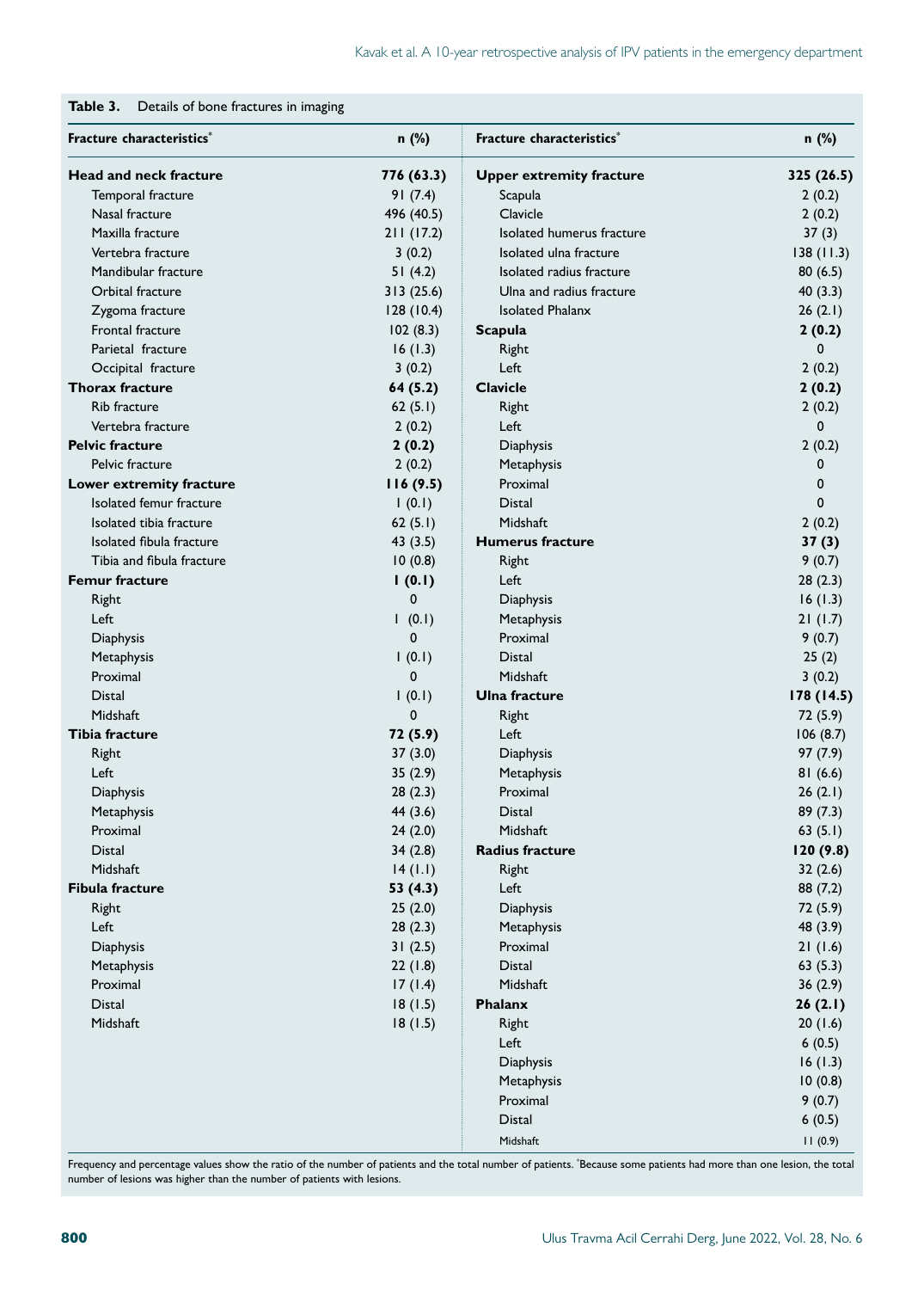**Table 3.** Details of bone fractures in imaging

| Fracture characteristics* | n (%) | Fracture characteristics* | n (%) |
|---|---|---|---|
| **Head and neck fracture** | **776 (63.3)** | **Upper extremity fracture** | **325 (26.5)** |
| Temporal fracture | 91 (7.4) | Scapula | 2 (0.2) |
| Nasal fracture | 496 (40.5) | Clavicle | 2 (0.2) |
| Maxilla fracture | 211 (17.2) | Isolated humerus fracture | 37 (3) |
| Vertebra fracture | 3 (0.2) | Isolated ulna fracture | 138 (11.3) |
| Mandibular fracture | 51 (4.2) | Isolated radius fracture | 80 (6.5) |
| Orbital fracture | 313 (25.6) | Ulna and radius fracture | 40 (3.3) |
| Zygoma fracture | 128 (10.4) | Isolated Phalanx | 26 (2.1) |
| Frontal fracture | 102 (8.3) | **Scapula** | **2 (0.2)** |
| Parietal fracture | 16 (1.3) | Right | 0 |
| Occipital fracture | 3 (0.2) | Left | 2 (0.2) |
| **Thorax fracture** | **64 (5.2)** | **Clavicle** | **2 (0.2)** |
| Rib fracture | 62 (5.1) | Right | 2 (0.2) |
| Vertebra fracture | 2 (0.2) | Left | 0 |
| **Pelvic fracture** | **2 (0.2)** | Diaphysis | 2 (0.2) |
| Pelvic fracture | 2 (0.2) | Metaphysis | 0 |
| **Lower extremity fracture** | **116 (9.5)** | Proximal | 0 |
| Isolated femur fracture | 1 (0.1) | Distal | 0 |
| Isolated tibia fracture | 62 (5.1) | Midshaft | 2 (0.2) |
| Isolated fibula fracture | 43 (3.5) | **Humerus fracture** | **37 (3)** |
| Tibia and fibula fracture | 10 (0.8) | Right | 9 (0.7) |
| **Femur fracture** | **1 (0.1)** | Left | 28 (2.3) |
| Right | 0 | Diaphysis | 16 (1.3) |
| Left | 1 (0.1) | Metaphysis | 21 (1.7) |
| Diaphysis | 0 | Proximal | 9 (0.7) |
| Metaphysis | 1 (0.1) | Distal | 25 (2) |
| Proximal | 0 | Midshaft | 3 (0.2) |
| Distal | 1 (0.1) | **Ulna fracture** | **178 (14.5)** |
| Midshaft | 0 | Right | 72 (5.9) |
| **Tibia fracture** | **72 (5.9)** | Left | 106 (8.7) |
| Right | 37 (3.0) | Diaphysis | 97 (7.9) |
| Left | 35 (2.9) | Metaphysis | 81 (6.6) |
| Diaphysis | 28 (2.3) | Proximal | 26 (2.1) |
| Metaphysis | 44 (3.6) | Distal | 89 (7.3) |
| Proximal | 24 (2.0) | Midshaft | 63 (5.1) |
| Distal | 34 (2.8) | **Radius fracture** | **120 (9.8)** |
| Midshaft | 14 (1.1) | Right | 32 (2.6) |
| **Fibula fracture** | **53 (4.3)** | Left | 88 (7,2) |
| Right | 25 (2.0) | Diaphysis | 72 (5.9) |
| Left | 28 (2.3) | Metaphysis | 48 (3.9) |
| Diaphysis | 31 (2.5) | Proximal | 21 (1.6) |
| Metaphysis | 22 (1.8) | Distal | 63 (5.3) |
| Proximal | 17 (1.4) | Midshaft | 36 (2.9) |
| Distal | 18 (1.5) | **Phalanx** | **26 (2.1)** |
| Midshaft | 18 (1.5) | Right | 20 (1.6) |
| | | Left | 6 (0.5) |
| | | Diaphysis | 16 (1.3) |
| | | Metaphysis | 10 (0.8) |
| | | Proximal | 9 (0.7) |
| | | Distal | 6 (0.5) |
| | | Midshaft | 11 (0.9) |

Frequency and percentage values show the ratio of the number of patients and the total number of patients. *Because some patients had more than one lesion, the total number of lesions was higher than the number of patients with lesions.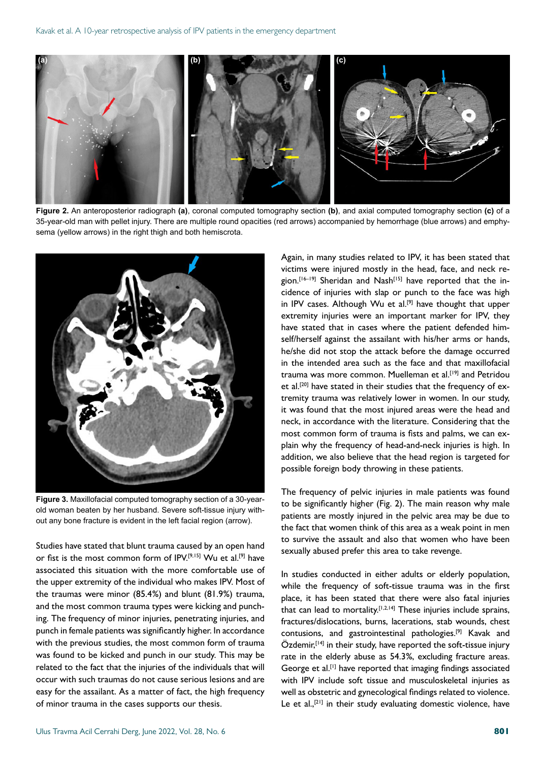**Figure 2.** An anteroposterior radiograph **(a)**, coronal computed tomography section **(b)**, and axial computed tomography section **(c)** of a 35-year-old man with pellet injury. There are multiple round opacities (red arrows) accompanied by hemorrhage (blue arrows) and emphysema (yellow arrows) in the right thigh and both hemiscrota.

**Figure 3.** Maxillofacial computed tomography section of a 30-year-old woman beaten by her husband. Severe soft-tissue injury without any bone fracture is evident in the left facial region (arrow).

Studies have stated that blunt trauma caused by an open hand or fist is the most common form of IPV.[9,15] Wu et al.[9] have associated this situation with the more comfortable use of the upper extremity of the individual who makes IPV. Most of the traumas were minor (85.4%) and blunt (81.9%) trauma, and the most common trauma types were kicking and punching. The frequency of minor injuries, penetrating injuries, and punch in female patients was significantly higher. In accordance with the previous studies, the most common form of trauma was found to be kicked and punch in our study. This may be related to the fact that the injuries of the individuals that will occur with such traumas do not cause serious lesions and are easy for the assailant. As a matter of fact, the high frequency of minor trauma in the cases supports our thesis.

Again, in many studies related to IPV, it has been stated that victims were injured mostly in the head, face, and neck region.[16–19] Sheridan and Nash[15] have reported that the incidence of injuries with slap or punch to the face was high in IPV cases. Although Wu et al.[9] have thought that upper extremity injuries were an important marker for IPV, they have stated that in cases where the patient defended himself/herself against the assailant with his/her arms or hands, he/she did not stop the attack before the damage occurred in the intended area such as the face and that maxillofacial trauma was more common. Muelleman et al.[19] and Petridou et al.[20] have stated in their studies that the frequency of extremity trauma was relatively lower in women. In our study, it was found that the most injured areas were the head and neck, in accordance with the literature. Considering that the most common form of trauma is fists and palms, we can explain why the frequency of head-and-neck injuries is high. In addition, we also believe that the head region is targeted for possible foreign body throwing in these patients.

The frequency of pelvic injuries in male patients was found to be significantly higher (Fig. 2). The main reason why male patients are mostly injured in the pelvic area may be due to the fact that women think of this area as a weak point in men to survive the assault and also that women who have been sexually abused prefer this area to take revenge.

In studies conducted in either adults or elderly population, while the frequency of soft-tissue trauma was in the first place, it has been stated that there were also fatal injuries that can lead to mortality.[1,2,14] These injuries include sprains, fractures/dislocations, burns, lacerations, stab wounds, chest contusions, and gastrointestinal pathologies.[9] Kavak and Özdemir,[14] in their study, have reported the soft-tissue injury rate in the elderly abuse as 54.3%, excluding fracture areas. George et al.[1] have reported that imaging findings associated with IPV include soft tissue and musculoskeletal injuries as well as obstetric and gynecological findings related to violence. Le et al.,[21] in their study evaluating domestic violence, have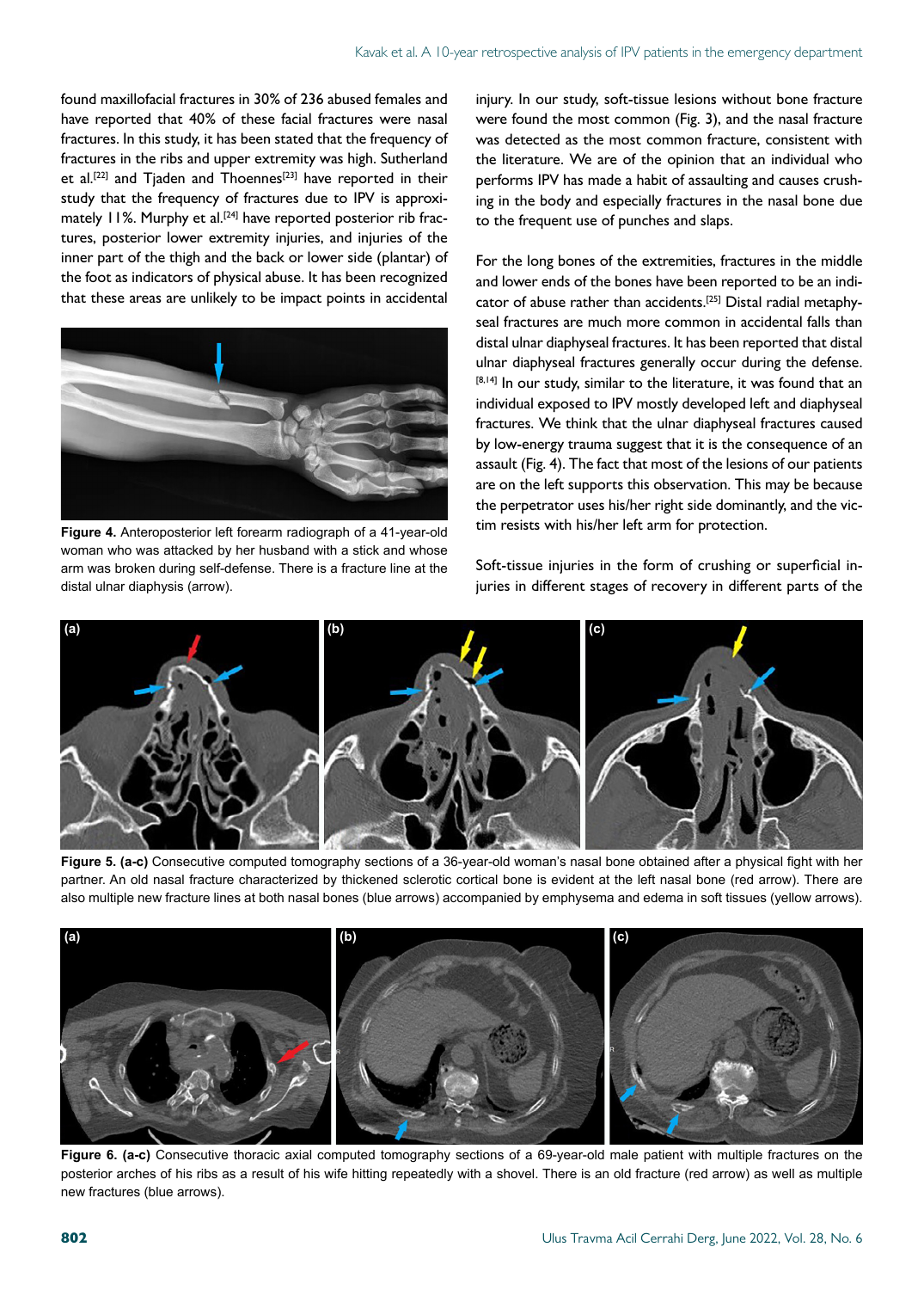found maxillofacial fractures in 30% of 236 abused females and have reported that 40% of these facial fractures were nasal fractures. In this study, it has been stated that the frequency of fractures in the ribs and upper extremity was high. Sutherland et al.[22] and Tjaden and Thoennes[23] have reported in their study that the frequency of fractures due to IPV is approximately 11%. Murphy et al.[24] have reported posterior rib fractures, posterior lower extremity injuries, and injuries of the inner part of the thigh and the back or lower side (plantar) of the foot as indicators of physical abuse. It has been recognized that these areas are unlikely to be impact points in accidental injury. In our study, soft-tissue lesions without bone fracture were found the most common (Fig. 3), and the nasal fracture was detected as the most common fracture, consistent with the literature. We are of the opinion that an individual who performs IPV has made a habit of assaulting and causes crushing in the body and especially fractures in the nasal bone due to the frequent use of punches and slaps.

**Figure 4.** Anteroposterior left forearm radiograph of a 41-year-old woman who was attacked by her husband with a stick and whose arm was broken during self-defense. There is a fracture line at the distal ulnar diaphysis (arrow).

For the long bones of the extremities, fractures in the middle and lower ends of the bones have been reported to be an indicator of abuse rather than accidents.[25] Distal radial metaphyseal fractures are much more common in accidental falls than distal ulnar diaphyseal fractures. It has been reported that distal ulnar diaphyseal fractures generally occur during the defense.[8,14] In our study, similar to the literature, it was found that an individual exposed to IPV mostly developed left and diaphyseal fractures. We think that the ulnar diaphyseal fractures caused by low-energy trauma suggest that it is the consequence of an assault (Fig. 4). The fact that most of the lesions of our patients are on the left supports this observation. This may be because the perpetrator uses his/her right side dominantly, and the victim resists with his/her left arm for protection.

Soft-tissue injuries in the form of crushing or superficial injuries in different stages of recovery in different parts of the

**Figure 5. (a-c)** Consecutive computed tomography sections of a 36-year-old woman's nasal bone obtained after a physical fight with her partner. An old nasal fracture characterized by thickened sclerotic cortical bone is evident at the left nasal bone (red arrow). There are also multiple new fracture lines at both nasal bones (blue arrows) accompanied by emphysema and edema in soft tissues (yellow arrows).

**Figure 6. (a-c)** Consecutive thoracic axial computed tomography sections of a 69-year-old male patient with multiple fractures on the posterior arches of his ribs as a result of his wife hitting repeatedly with a shovel. There is an old fracture (red arrow) as well as multiple new fractures (blue arrows).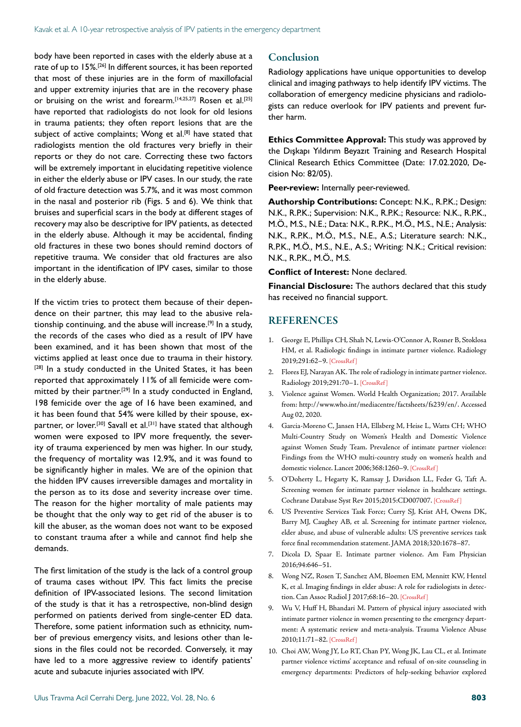body have been reported in cases with the elderly abuse at a rate of up to 15%.[26] In different sources, it has been reported that most of these injuries are in the form of maxillofacial and upper extremity injuries that are in the recovery phase or bruising on the wrist and forearm.[14,25,27] Rosen et al.[25] have reported that radiologists do not look for old lesions in trauma patients; they often report lesions that are the subject of active complaints; Wong et al.[8] have stated that radiologists mention the old fractures very briefly in their reports or they do not care. Correcting these two factors will be extremely important in elucidating repetitive violence in either the elderly abuse or IPV cases. In our study, the rate of old fracture detection was 5.7%, and it was most common in the nasal and posterior rib (Figs. 5 and 6). We think that bruises and superficial scars in the body at different stages of recovery may also be descriptive for IPV patients, as detected in the elderly abuse. Although it may be accidental, finding old fractures in these two bones should remind doctors of repetitive trauma. We consider that old fractures are also important in the identification of IPV cases, similar to those in the elderly abuse.

If the victim tries to protect them because of their dependence on their partner, this may lead to the abusive relationship continuing, and the abuse will increase.[9] In a study, the records of the cases who died as a result of IPV have been examined, and it has been shown that most of the victims applied at least once due to trauma in their history.[28] In a study conducted in the United States, it has been reported that approximately 11% of all femicide were committed by their partner.[29] In a study conducted in England, 198 femicide over the age of 16 have been examined, and it has been found that 54% were killed by their spouse, ex-partner, or lover.[30] Savall et al.[31] have stated that although women were exposed to IPV more frequently, the severity of trauma experienced by men was higher. In our study, the frequency of mortality was 12.9%, and it was found to be significantly higher in males. We are of the opinion that the hidden IPV causes irreversible damages and mortality in the person as to its dose and severity increase over time. The reason for the higher mortality of male patients may be thought that the only way to get rid of the abuser is to kill the abuser, as the woman does not want to be exposed to constant trauma after a while and cannot find help she demands.

The first limitation of the study is the lack of a control group of trauma cases without IPV. This fact limits the precise definition of IPV-associated lesions. The second limitation of the study is that it has a retrospective, non-blind design performed on patients derived from single-center ED data. Therefore, some patient information such as ethnicity, number of previous emergency visits, and lesions other than lesions in the files could not be recorded. Conversely, it may have led to a more aggressive review to identify patients' acute and subacute injuries associated with IPV.

## Conclusion

Radiology applications have unique opportunities to develop clinical and imaging pathways to help identify IPV victims. The collaboration of emergency medicine physicians and radiologists can reduce overlook for IPV patients and prevent further harm.

**Ethics Committee Approval:** This study was approved by the Dışkapı Yıldırım Beyazıt Training and Research Hospital Clinical Research Ethics Committee (Date: 17.02.2020, Decision No: 82/05).

**Peer-review:** Internally peer-reviewed.

**Authorship Contributions:** Concept: N.K., R.P.K.; Design: N.K., R.P.K.; Supervision: N.K., R.P.K.; Resource: N.K., R.P.K., M.Ö., M.S., N.E.; Data: N.K., R.P.K., M.Ö., M.S., N.E.; Analysis: N.K., R.P.K., M.Ö., M.S., N.E., A.S.; Literature search: N.K., R.P.K., M.Ö., M.S., N.E., A.S.; Writing: N.K.; Critical revision: N.K., R.P.K., M.Ö., M.S.

**Conflict of Interest:** None declared.

**Financial Disclosure:** The authors declared that this study has received no financial support.

## REFERENCES

1. George E, Phillips CH, Shah N, Lewis-O'Connor A, Rosner B, Stoklosa HM, et al. Radiologic findings in intimate partner violence. Radiology 2019;291:62–9. [CrossRef]
2. Flores EJ, Narayan AK. The role of radiology in intimate partner violence. Radiology 2019;291:70–1. [CrossRef]
3. Violence against Women. World Health Organization; 2017. Available from: http://www.who.int/mediacentre/factsheets/fs239/en/. Accessed Aug 02, 2020.
4. Garcia-Moreno C, Jansen HA, Ellsberg M, Heise L, Watts CH; WHO Multi-Country Study on Women's Health and Domestic Violence against Women Study Team. Prevalence of intimate partner violence: Findings from the WHO multi-country study on women's health and domestic violence. Lancet 2006;368:1260–9. [CrossRef]
5. O'Doherty L, Hegarty K, Ramsay J, Davidson LL, Feder G, Taft A. Screening women for intimate partner violence in healthcare settings. Cochrane Database Syst Rev 2015;2015:CD007007. [CrossRef]
6. US Preventive Services Task Force; Curry SJ, Krist AH, Owens DK, Barry MJ, Caughey AB, et al. Screening for intimate partner violence, elder abuse, and abuse of vulnerable adults: US preventive services task force final recommendation statement. JAMA 2018;320:1678–87.
7. Dicola D, Spaar E. Intimate partner violence. Am Fam Physician 2016;94:646–51.
8. Wong NZ, Rosen T, Sanchez AM, Bloemen EM, Mennitt KW, Hentel K, et al. Imaging findings in elder abuse: A role for radiologists in detection. Can Assoc Radiol J 2017;68:16–20. [CrossRef]
9. Wu V, Huff H, Bhandari M. Pattern of physical injury associated with intimate partner violence in women presenting to the emergency department: A systematic review and meta-analysis. Trauma Violence Abuse 2010;11:71–82. [CrossRef]
10. Choi AW, Wong JY, Lo RT, Chan PY, Wong JK, Lau CL, et al. Intimate partner violence victims' acceptance and refusal of on-site counseling in emergency departments: Predictors of help-seeking behavior explored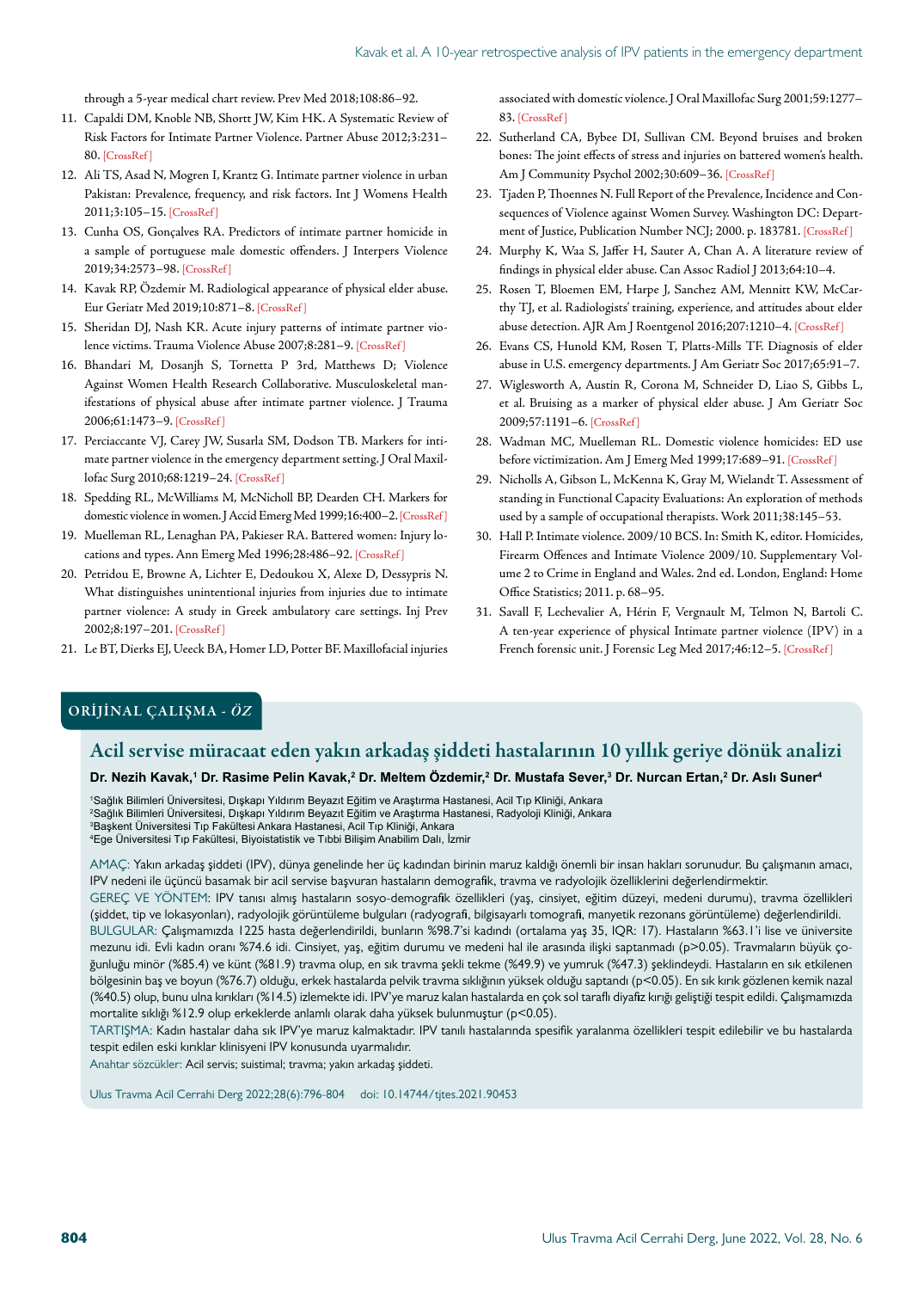through a 5-year medical chart review. Prev Med 2018;108:86–92.

11. Capaldi DM, Knoble NB, Shortt JW, Kim HK. A Systematic Review of Risk Factors for Intimate Partner Violence. Partner Abuse 2012;3:231–80. [CrossRef]
12. Ali TS, Asad N, Mogren I, Krantz G. Intimate partner violence in urban Pakistan: Prevalence, frequency, and risk factors. Int J Womens Health 2011;3:105–15. [CrossRef]
13. Cunha OS, Gonçalves RA. Predictors of intimate partner homicide in a sample of portuguese male domestic offenders. J Interpers Violence 2019;34:2573–98. [CrossRef]
14. Kavak RP, Özdemir M. Radiological appearance of physical elder abuse. Eur Geriatr Med 2019;10:871–8. [CrossRef]
15. Sheridan DJ, Nash KR. Acute injury patterns of intimate partner violence victims. Trauma Violence Abuse 2007;8:281–9. [CrossRef]
16. Bhandari M, Dosanjh S, Tornetta P 3rd, Matthews D; Violence Against Women Health Research Collaborative. Musculoskeletal manifestations of physical abuse after intimate partner violence. J Trauma 2006;61:1473–9. [CrossRef]
17. Perciaccante VJ, Carey JW, Susarla SM, Dodson TB. Markers for intimate partner violence in the emergency department setting. J Oral Maxillofac Surg 2010;68:1219–24. [CrossRef]
18. Spedding RL, McWilliams M, McNicholl BP, Dearden CH. Markers for domestic violence in women. J Accid Emerg Med 1999;16:400–2. [CrossRef]
19. Muelleman RL, Lenaghan PA, Pakieser RA. Battered women: Injury locations and types. Ann Emerg Med 1996;28:486–92. [CrossRef]
20. Petridou E, Browne A, Lichter E, Dedoukou X, Alexe D, Dessypris N. What distinguishes unintentional injuries from injuries due to intimate partner violence: A study in Greek ambulatory care settings. Inj Prev 2002;8:197–201. [CrossRef]
21. Le BT, Dierks EJ, Ueeck BA, Homer LD, Potter BF. Maxillofacial injuries associated with domestic violence. J Oral Maxillofac Surg 2001;59:1277–83. [CrossRef]
22. Sutherland CA, Bybee DI, Sullivan CM. Beyond bruises and broken bones: The joint effects of stress and injuries on battered women's health. Am J Community Psychol 2002;30:609–36. [CrossRef]
23. Tjaden P, Thoennes N. Full Report of the Prevalence, Incidence and Consequences of Violence against Women Survey. Washington DC: Department of Justice, Publication Number NCJ; 2000. p. 183781. [CrossRef]
24. Murphy K, Waa S, Jaffer H, Sauter A, Chan A. A literature review of findings in physical elder abuse. Can Assoc Radiol J 2013;64:10–4.
25. Rosen T, Bloemen EM, Harpe J, Sanchez AM, Mennitt KW, McCarthy TJ, et al. Radiologists' training, experience, and attitudes about elder abuse detection. AJR Am J Roentgenol 2016;207:1210–4. [CrossRef]
26. Evans CS, Hunold KM, Rosen T, Platts-Mills TF. Diagnosis of elder abuse in U.S. emergency departments. J Am Geriatr Soc 2017;65:91–7.
27. Wiglesworth A, Austin R, Corona M, Schneider D, Liao S, Gibbs L, et al. Bruising as a marker of physical elder abuse. J Am Geriatr Soc 2009;57:1191–6. [CrossRef]
28. Wadman MC, Muelleman RL. Domestic violence homicides: ED use before victimization. Am J Emerg Med 1999;17:689–91. [CrossRef]
29. Nicholls A, Gibson L, McKenna K, Gray M, Wielandt T. Assessment of standing in Functional Capacity Evaluations: An exploration of methods used by a sample of occupational therapists. Work 2011;38:145–53.
30. Hall P. Intimate violence. 2009/10 BCS. In: Smith K, editor. Homicides, Firearm Offences and Intimate Violence 2009/10. Supplementary Volume 2 to Crime in England and Wales. 2nd ed. London, England: Home Office Statistics; 2011. p. 68–95.
31. Savall F, Lechevalier A, Hérin F, Vergnault M, Telmon N, Bartoli C. A ten-year experience of physical Intimate partner violence (IPV) in a French forensic unit. J Forensic Leg Med 2017;46:12–5. [CrossRef]

## ORİJİNAL ÇALIŞMA - *ÖZ*

# Acil servise müracaat eden yakın arkadaş şiddeti hastalarının 10 yıllık geriye dönük analizi

**Dr. Nezih Kavak,[1] Dr. Rasime Pelin Kavak,[2] Dr. Meltem Özdemir,[2] Dr. Mustafa Sever,[3] Dr. Nurcan Ertan,[2] Dr. Aslı Suner[4]**

[1]Sağlık Bilimleri Üniversitesi, Dışkapı Yıldırım Beyazıt Eğitim ve Araştırma Hastanesi, Acil Tıp Kliniği, Ankara
[2]Sağlık Bilimleri Üniversitesi, Dışkapı Yıldırım Beyazıt Eğitim ve Araştırma Hastanesi, Radyoloji Kliniği, Ankara
[3]Başkent Üniversitesi Tıp Fakültesi Ankara Hastanesi, Acil Tıp Kliniği, Ankara
[4]Ege Üniversitesi Tıp Fakültesi, Biyoistatistik ve Tıbbi Bilişim Anabilim Dalı, İzmir

AMAÇ: Yakın arkadaş şiddeti (IPV), dünya genelinde her üç kadından birinin maruz kaldığı önemli bir insan hakları sorunudur. Bu çalışmanın amacı, IPV nedeni ile üçüncü basamak bir acil servise başvuran hastaların demografik, travma ve radyolojik özelliklerini değerlendirmektir.

GEREÇ VE YÖNTEM: IPV tanısı almış hastaların sosyo-demografik özellikleri (yaş, cinsiyet, eğitim düzeyi, medeni durumu), travma özellikleri (şiddet, tip ve lokasyonları), radyolojik görüntüleme bulguları (radyografi, bilgisayarlı tomografi, manyetik rezonans görüntüleme) değerlendirildi.

BULGULAR: Çalışmamızda 1225 hasta değerlendirildi, bunların %98.7'si kadındı (ortalama yaş 35, IQR: 17). Hastaların %63.1'i lise ve üniversite mezunu idi. Evli kadın oranı %74.6 idi. Cinsiyet, yaş, eğitim durumu ve medeni hal ile arasında ilişki saptanmadı ($p>0.05$). Travmaların büyük çoğunluğu minör (%85.4) ve künt (%81.9) travma olup, en sık travma şekli tekme (%49.9) ve yumruk (%47.3) şeklindeydi. Hastaların en sık etkilenen bölgesinin baş ve boyun (%76.7) olduğu, erkek hastalarda pelvik travma sıklığının yüksek olduğu saptandı ($p<0.05$). En sık kırık gözlenen kemik nazal (%40.5) olup, bunu ulna kırıkları (%14.5) izlemekte idi. IPV'ye maruz kalan hastalarda en çok sol taraflı diyafiz kırığı geliştiği tespit edildi. Çalışmamızda mortalite sıklığı %12.9 olup erkeklerde anlamlı olarak daha yüksek bulunmuştur ($p<0.05$).

TARTIŞMA: Kadın hastalar daha sık IPV'ye maruz kalmaktadır. IPV tanılı hastalarında spesifik yaralanma özellikleri tespit edilebilir ve bu hastalarda tespit edilen eski kırıklar klinisyeni IPV konusunda uyarmalıdır.

Anahtar sözcükler: Acil servis; suistimal; travma; yakın arkadaş şiddeti.

Ulus Travma Acil Cerrahi Derg 2022;28(6):796-804 doi: 10.14744/tjtes.2021.90453